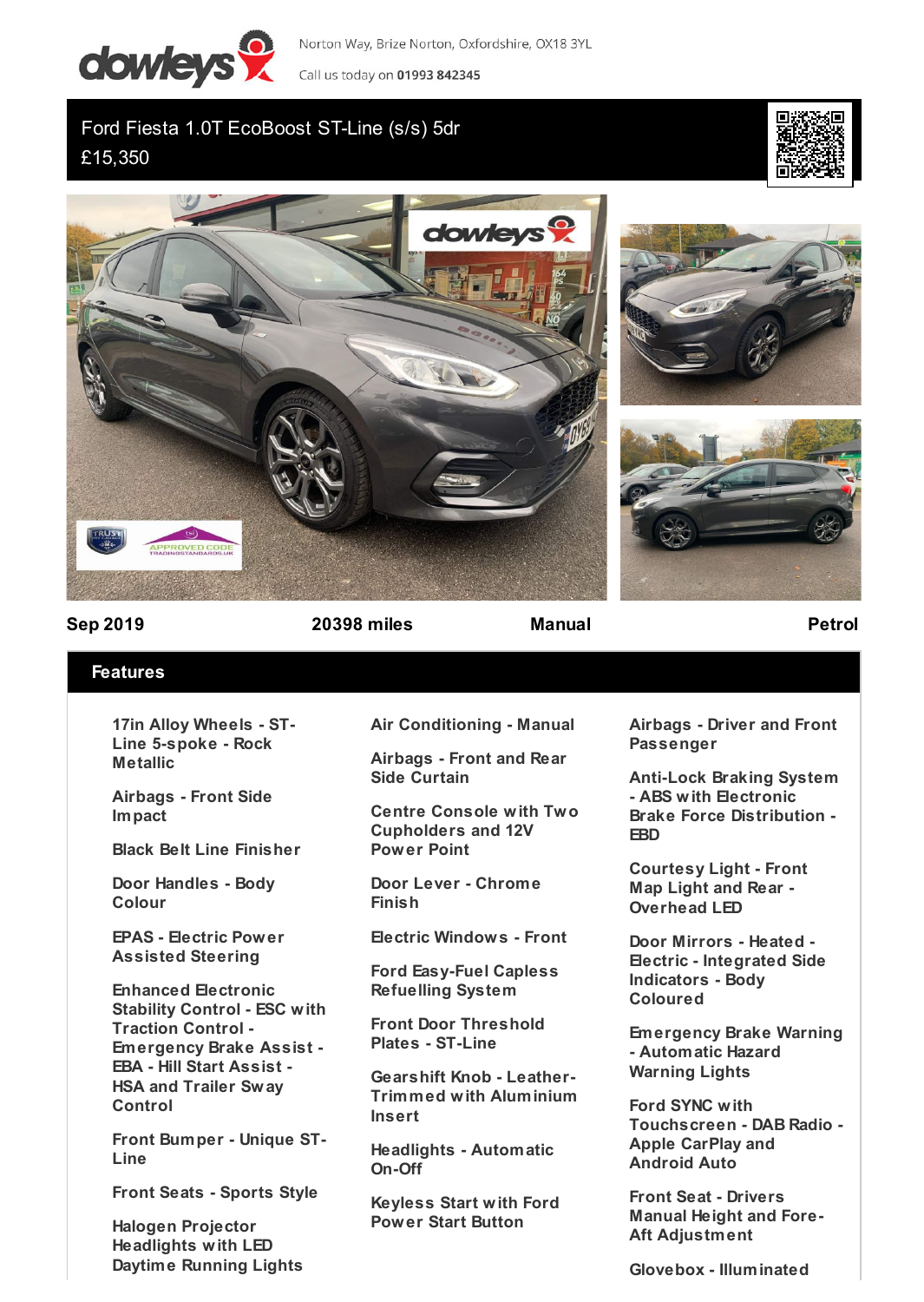Norton Way, Brize Norton, Oxfordshire, OX18 3YL

Call us today on **01993 842345**

# Ford Fiesta 1.0T EcoBoost ST-Line (s/s) 5dr

£15,350

**Sep 2019** **20398 miles** **Manual** **Petrol**

## Features

- 17in Alloy Wheels - ST-Line 5-spoke - Rock Metallic
- Airbags - Front Side Impact
- Black Belt Line Finisher
- Door Handles - Body Colour
- EPAS - Electric Power Assisted Steering
- Enhanced Electronic Stability Control - ESC with Traction Control - Emergency Brake Assist - EBA - Hill Start Assist - HSA and Trailer Sway Control
- Front Bumper - Unique ST-Line
- Front Seats - Sports Style
- Halogen Projector Headlights with LED Daytime Running Lights
- Air Conditioning - Manual
- Airbags - Front and Rear Side Curtain
- Centre Console with Two Cupholders and 12V Power Point
- Door Lever - Chrome Finish
- Electric Windows - Front
- Ford Easy-Fuel Capless Refuelling System
- Front Door Threshold Plates - ST-Line
- Gearshift Knob - Leather-Trimmed with Aluminium Insert
- Headlights - Automatic On-Off
- Keyless Start with Ford Power Start Button
- Airbags - Driver and Front Passenger
- Anti-Lock Braking System - ABS with Electronic Brake Force Distribution - EBD
- Courtesy Light - Front Map Light and Rear - Overhead LED
- Door Mirrors - Heated - Electric - Integrated Side Indicators - Body Coloured
- Emergency Brake Warning - Automatic Hazard Warning Lights
- Ford SYNC with Touchscreen - DAB Radio - Apple CarPlay and Android Auto
- Front Seat - Drivers Manual Height and Fore-Aft Adjustment
- Glovebox - Illuminated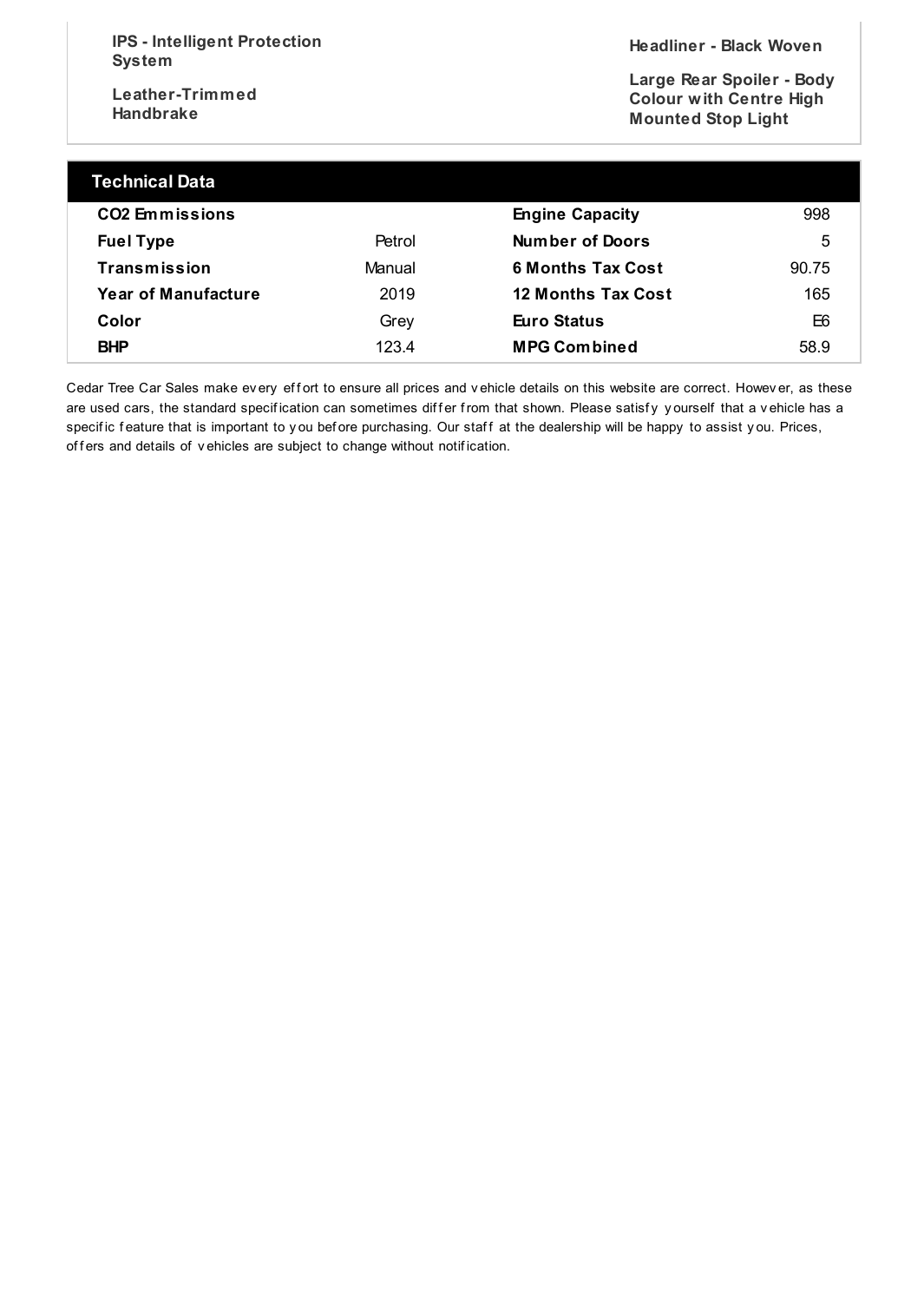**IPS - Intelligent Protection System**

**Leather-Trimmed Handbrake**

**Headliner - Black Woven**

**Large Rear Spoiler - Body Colour with Centre High Mounted Stop Light**

## Technical Data

| | | | |
|---|---|---|---|
| **CO2 Emmissions** | | **Engine Capacity** | 998 |
| **Fuel Type** | Petrol | **Number of Doors** | 5 |
| **Transmission** | Manual | **6 Months Tax Cost** | 90.75 |
| **Year of Manufacture** | 2019 | **12 Months Tax Cost** | 165 |
| **Color** | Grey | **Euro Status** | E6 |
| **BHP** | 123.4 | **MPG Combined** | 58.9 |

Cedar Tree Car Sales make every effort to ensure all prices and vehicle details on this website are correct. However, as these are used cars, the standard specification can sometimes differ from that shown. Please satisfy yourself that a vehicle has a specific feature that is important to you before purchasing. Our staff at the dealership will be happy to assist you. Prices, offers and details of vehicles are subject to change without notification.